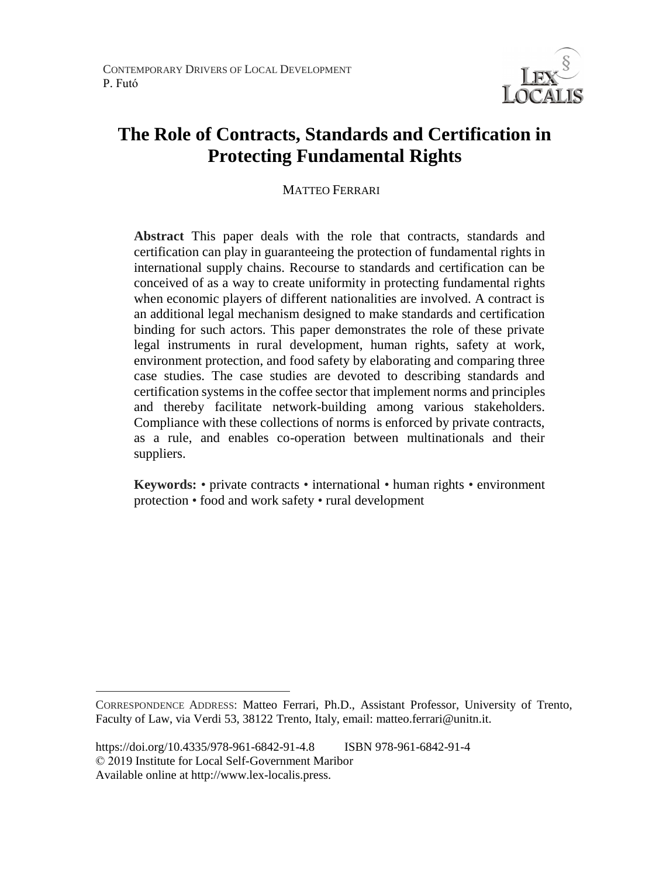# The Role of Contracts, Standards and Certification in Protecting Fundamental Rights

MATTEO FERRARI

**Abstract** This paper deals with the role that contracts, standards and certification can play in guaranteeing the protection of fundamental rights in international supply chains. Recourse to standards and certification can be conceived of as a way to create uniformity in protecting fundamental rights when economic players of different nationalities are involved. A contract is an additional legal mechanism designed to make standards and certification binding for such actors. This paper demonstrates the role of these private legal instruments in rural development, human rights, safety at work, environment protection, and food safety by elaborating and comparing three case studies. The case studies are devoted to describing standards and certification systems in the coffee sector that implement norms and principles and thereby facilitate network-building among various stakeholders. Compliance with these collections of norms is enforced by private contracts, as a rule, and enables co-operation between multinationals and their suppliers.

**Keywords:** • private contracts • international • human rights • environment protection • food and work safety • rural development

---

CORRESPONDENCE ADDRESS: Matteo Ferrari, Ph.D., Assistant Professor, University of Trento, Faculty of Law, via Verdi 53, 38122 Trento, Italy, email: matteo.ferrari@unitn.it.

https://doi.org/10.4335/978-961-6842-91-4.8 ISBN 978-961-6842-91-4
© 2019 Institute for Local Self-Government Maribor
Available online at http://www.lex-localis.press.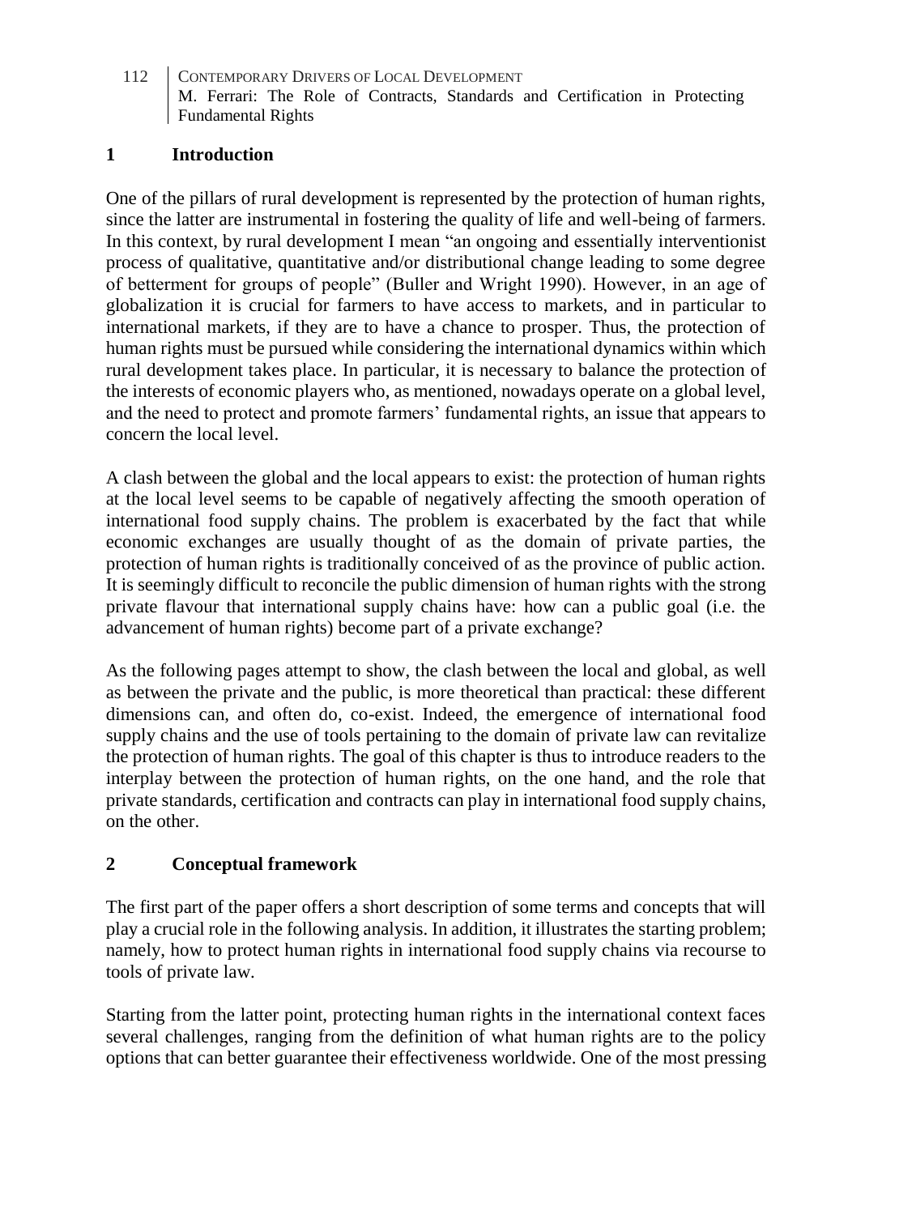## 1 Introduction

One of the pillars of rural development is represented by the protection of human rights, since the latter are instrumental in fostering the quality of life and well-being of farmers. In this context, by rural development I mean "an ongoing and essentially interventionist process of qualitative, quantitative and/or distributional change leading to some degree of betterment for groups of people" (Buller and Wright 1990). However, in an age of globalization it is crucial for farmers to have access to markets, and in particular to international markets, if they are to have a chance to prosper. Thus, the protection of human rights must be pursued while considering the international dynamics within which rural development takes place. In particular, it is necessary to balance the protection of the interests of economic players who, as mentioned, nowadays operate on a global level, and the need to protect and promote farmers' fundamental rights, an issue that appears to concern the local level.

A clash between the global and the local appears to exist: the protection of human rights at the local level seems to be capable of negatively affecting the smooth operation of international food supply chains. The problem is exacerbated by the fact that while economic exchanges are usually thought of as the domain of private parties, the protection of human rights is traditionally conceived of as the province of public action. It is seemingly difficult to reconcile the public dimension of human rights with the strong private flavour that international supply chains have: how can a public goal (i.e. the advancement of human rights) become part of a private exchange?

As the following pages attempt to show, the clash between the local and global, as well as between the private and the public, is more theoretical than practical: these different dimensions can, and often do, co-exist. Indeed, the emergence of international food supply chains and the use of tools pertaining to the domain of private law can revitalize the protection of human rights. The goal of this chapter is thus to introduce readers to the interplay between the protection of human rights, on the one hand, and the role that private standards, certification and contracts can play in international food supply chains, on the other.

## 2 Conceptual framework

The first part of the paper offers a short description of some terms and concepts that will play a crucial role in the following analysis. In addition, it illustrates the starting problem; namely, how to protect human rights in international food supply chains via recourse to tools of private law.

Starting from the latter point, protecting human rights in the international context faces several challenges, ranging from the definition of what human rights are to the policy options that can better guarantee their effectiveness worldwide. One of the most pressing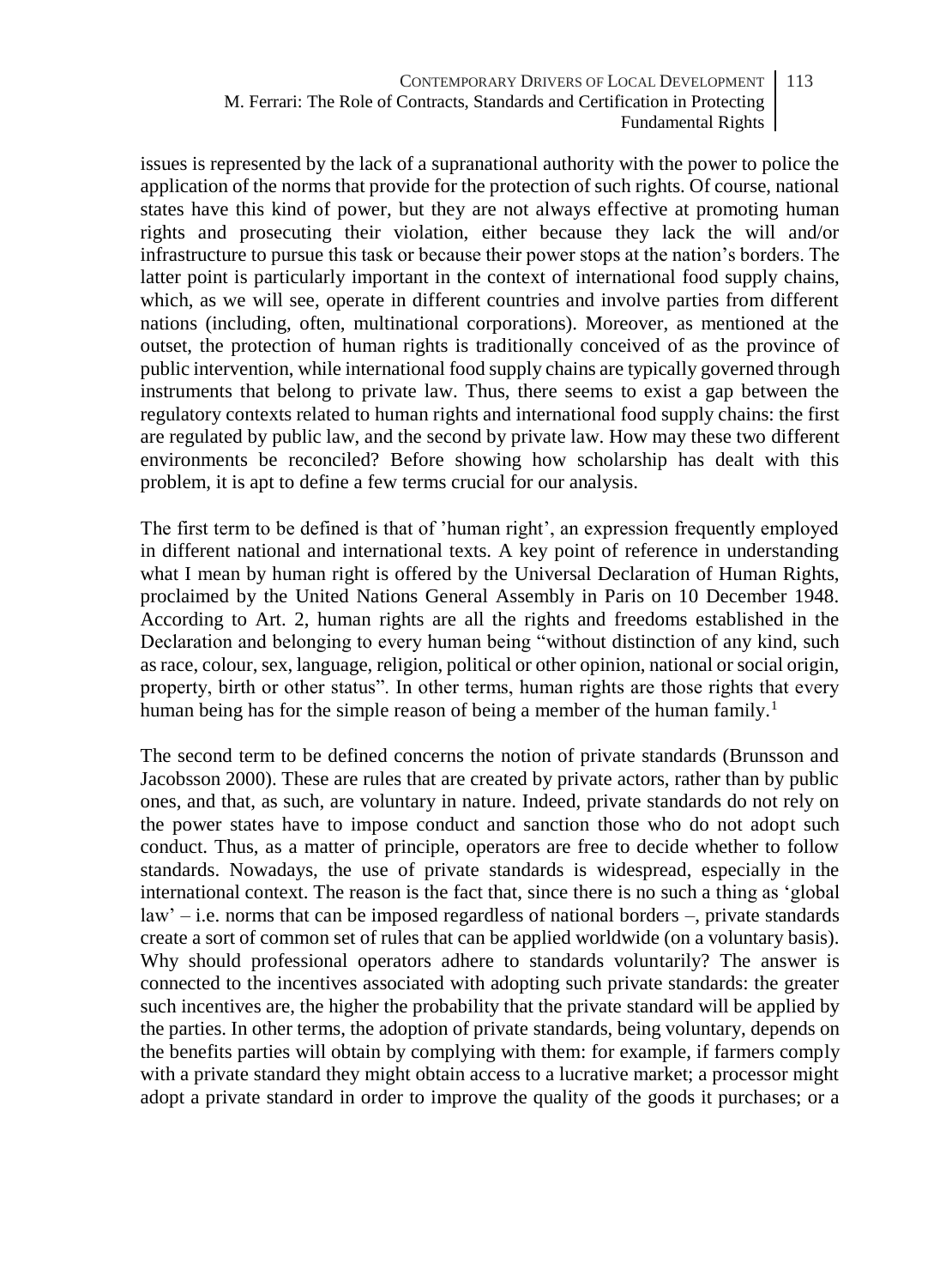issues is represented by the lack of a supranational authority with the power to police the application of the norms that provide for the protection of such rights. Of course, national states have this kind of power, but they are not always effective at promoting human rights and prosecuting their violation, either because they lack the will and/or infrastructure to pursue this task or because their power stops at the nation's borders. The latter point is particularly important in the context of international food supply chains, which, as we will see, operate in different countries and involve parties from different nations (including, often, multinational corporations). Moreover, as mentioned at the outset, the protection of human rights is traditionally conceived of as the province of public intervention, while international food supply chains are typically governed through instruments that belong to private law. Thus, there seems to exist a gap between the regulatory contexts related to human rights and international food supply chains: the first are regulated by public law, and the second by private law. How may these two different environments be reconciled? Before showing how scholarship has dealt with this problem, it is apt to define a few terms crucial for our analysis.

The first term to be defined is that of 'human right', an expression frequently employed in different national and international texts. A key point of reference in understanding what I mean by human right is offered by the Universal Declaration of Human Rights, proclaimed by the United Nations General Assembly in Paris on 10 December 1948. According to Art. 2, human rights are all the rights and freedoms established in the Declaration and belonging to every human being "without distinction of any kind, such as race, colour, sex, language, religion, political or other opinion, national or social origin, property, birth or other status". In other terms, human rights are those rights that every human being has for the simple reason of being a member of the human family.[1]

The second term to be defined concerns the notion of private standards (Brunsson and Jacobsson 2000). These are rules that are created by private actors, rather than by public ones, and that, as such, are voluntary in nature. Indeed, private standards do not rely on the power states have to impose conduct and sanction those who do not adopt such conduct. Thus, as a matter of principle, operators are free to decide whether to follow standards. Nowadays, the use of private standards is widespread, especially in the international context. The reason is the fact that, since there is no such a thing as 'global law' – i.e. norms that can be imposed regardless of national borders –, private standards create a sort of common set of rules that can be applied worldwide (on a voluntary basis). Why should professional operators adhere to standards voluntarily? The answer is connected to the incentives associated with adopting such private standards: the greater such incentives are, the higher the probability that the private standard will be applied by the parties. In other terms, the adoption of private standards, being voluntary, depends on the benefits parties will obtain by complying with them: for example, if farmers comply with a private standard they might obtain access to a lucrative market; a processor might adopt a private standard in order to improve the quality of the goods it purchases; or a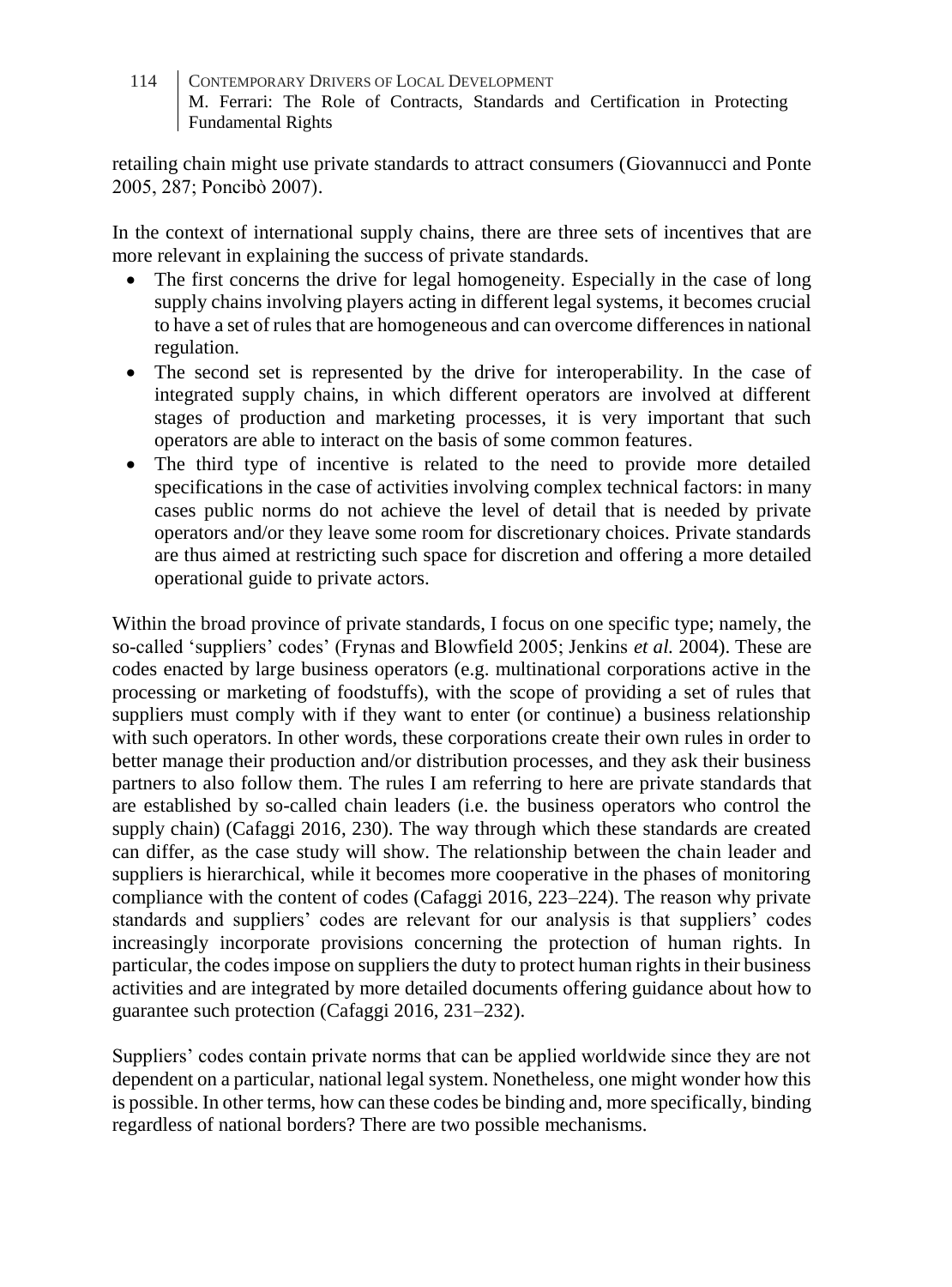retailing chain might use private standards to attract consumers (Giovannucci and Ponte 2005, 287; Poncibò 2007).

In the context of international supply chains, there are three sets of incentives that are more relevant in explaining the success of private standards.

- The first concerns the drive for legal homogeneity. Especially in the case of long supply chains involving players acting in different legal systems, it becomes crucial to have a set of rules that are homogeneous and can overcome differences in national regulation.
- The second set is represented by the drive for interoperability. In the case of integrated supply chains, in which different operators are involved at different stages of production and marketing processes, it is very important that such operators are able to interact on the basis of some common features.
- The third type of incentive is related to the need to provide more detailed specifications in the case of activities involving complex technical factors: in many cases public norms do not achieve the level of detail that is needed by private operators and/or they leave some room for discretionary choices. Private standards are thus aimed at restricting such space for discretion and offering a more detailed operational guide to private actors.

Within the broad province of private standards, I focus on one specific type; namely, the so-called 'suppliers' codes' (Frynas and Blowfield 2005; Jenkins *et al.* 2004). These are codes enacted by large business operators (e.g. multinational corporations active in the processing or marketing of foodstuffs), with the scope of providing a set of rules that suppliers must comply with if they want to enter (or continue) a business relationship with such operators. In other words, these corporations create their own rules in order to better manage their production and/or distribution processes, and they ask their business partners to also follow them. The rules I am referring to here are private standards that are established by so-called chain leaders (i.e. the business operators who control the supply chain) (Cafaggi 2016, 230). The way through which these standards are created can differ, as the case study will show. The relationship between the chain leader and suppliers is hierarchical, while it becomes more cooperative in the phases of monitoring compliance with the content of codes (Cafaggi 2016, 223–224). The reason why private standards and suppliers' codes are relevant for our analysis is that suppliers' codes increasingly incorporate provisions concerning the protection of human rights. In particular, the codes impose on suppliers the duty to protect human rights in their business activities and are integrated by more detailed documents offering guidance about how to guarantee such protection (Cafaggi 2016, 231–232).

Suppliers' codes contain private norms that can be applied worldwide since they are not dependent on a particular, national legal system. Nonetheless, one might wonder how this is possible. In other terms, how can these codes be binding and, more specifically, binding regardless of national borders? There are two possible mechanisms.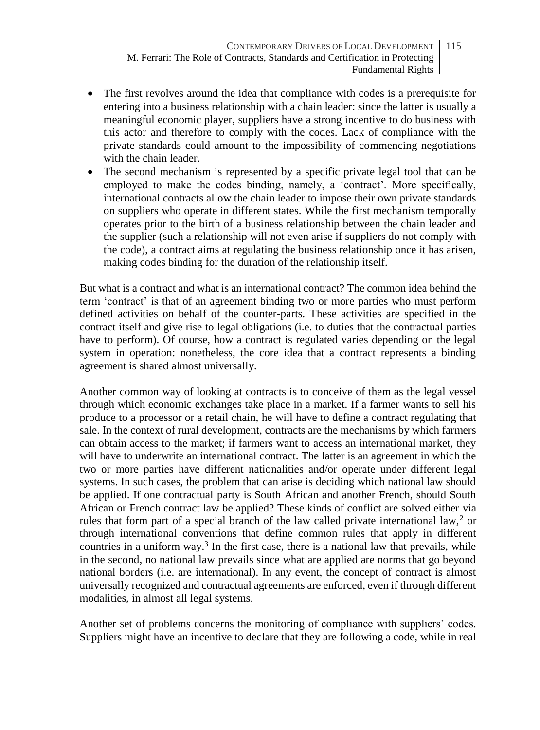- The first revolves around the idea that compliance with codes is a prerequisite for entering into a business relationship with a chain leader: since the latter is usually a meaningful economic player, suppliers have a strong incentive to do business with this actor and therefore to comply with the codes. Lack of compliance with the private standards could amount to the impossibility of commencing negotiations with the chain leader.
- The second mechanism is represented by a specific private legal tool that can be employed to make the codes binding, namely, a 'contract'. More specifically, international contracts allow the chain leader to impose their own private standards on suppliers who operate in different states. While the first mechanism temporally operates prior to the birth of a business relationship between the chain leader and the supplier (such a relationship will not even arise if suppliers do not comply with the code), a contract aims at regulating the business relationship once it has arisen, making codes binding for the duration of the relationship itself.

But what is a contract and what is an international contract? The common idea behind the term 'contract' is that of an agreement binding two or more parties who must perform defined activities on behalf of the counter-parts. These activities are specified in the contract itself and give rise to legal obligations (i.e. to duties that the contractual parties have to perform). Of course, how a contract is regulated varies depending on the legal system in operation: nonetheless, the core idea that a contract represents a binding agreement is shared almost universally.

Another common way of looking at contracts is to conceive of them as the legal vessel through which economic exchanges take place in a market. If a farmer wants to sell his produce to a processor or a retail chain, he will have to define a contract regulating that sale. In the context of rural development, contracts are the mechanisms by which farmers can obtain access to the market; if farmers want to access an international market, they will have to underwrite an international contract. The latter is an agreement in which the two or more parties have different nationalities and/or operate under different legal systems. In such cases, the problem that can arise is deciding which national law should be applied. If one contractual party is South African and another French, should South African or French contract law be applied? These kinds of conflict are solved either via rules that form part of a special branch of the law called private international law,[2] or through international conventions that define common rules that apply in different countries in a uniform way.[3] In the first case, there is a national law that prevails, while in the second, no national law prevails since what are applied are norms that go beyond national borders (i.e. are international). In any event, the concept of contract is almost universally recognized and contractual agreements are enforced, even if through different modalities, in almost all legal systems.

Another set of problems concerns the monitoring of compliance with suppliers' codes. Suppliers might have an incentive to declare that they are following a code, while in real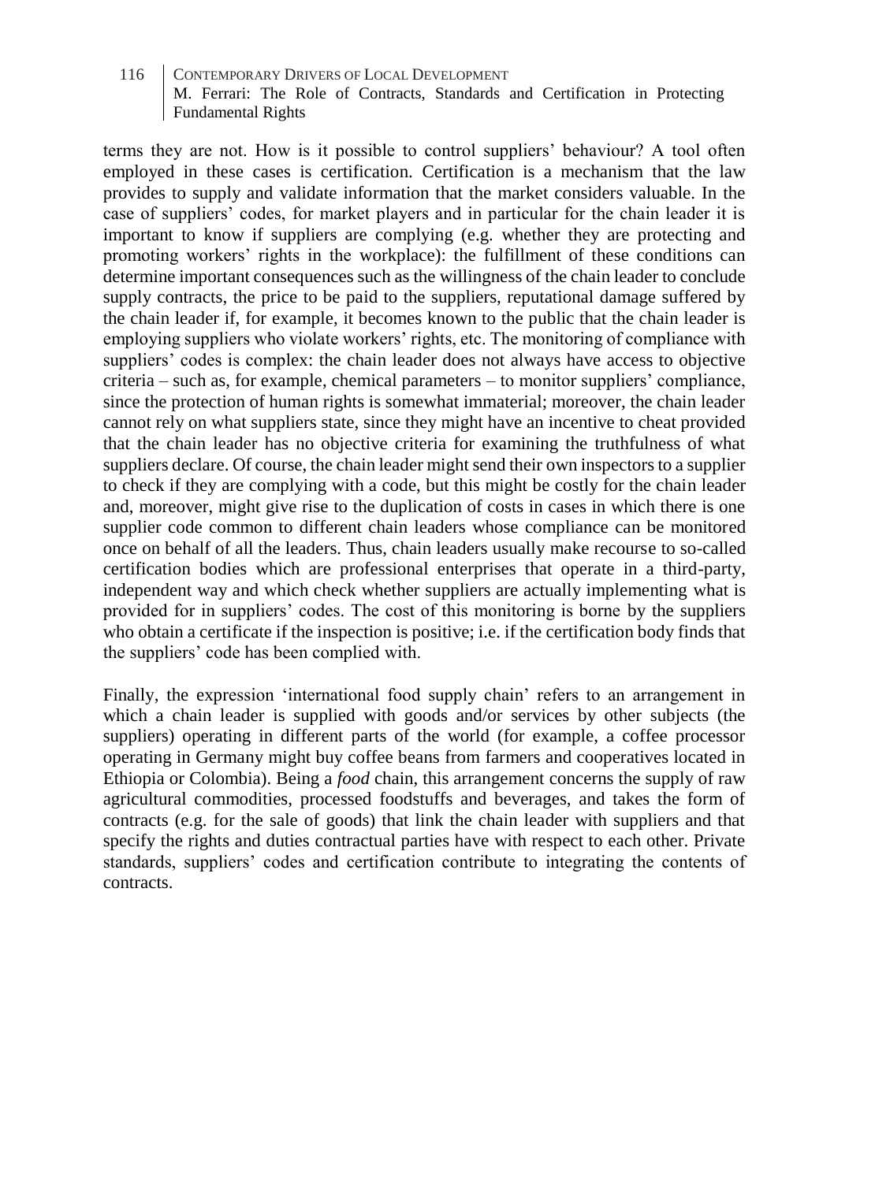terms they are not. How is it possible to control suppliers' behaviour? A tool often employed in these cases is certification. Certification is a mechanism that the law provides to supply and validate information that the market considers valuable. In the case of suppliers' codes, for market players and in particular for the chain leader it is important to know if suppliers are complying (e.g. whether they are protecting and promoting workers' rights in the workplace): the fulfillment of these conditions can determine important consequences such as the willingness of the chain leader to conclude supply contracts, the price to be paid to the suppliers, reputational damage suffered by the chain leader if, for example, it becomes known to the public that the chain leader is employing suppliers who violate workers' rights, etc. The monitoring of compliance with suppliers' codes is complex: the chain leader does not always have access to objective criteria – such as, for example, chemical parameters – to monitor suppliers' compliance, since the protection of human rights is somewhat immaterial; moreover, the chain leader cannot rely on what suppliers state, since they might have an incentive to cheat provided that the chain leader has no objective criteria for examining the truthfulness of what suppliers declare. Of course, the chain leader might send their own inspectors to a supplier to check if they are complying with a code, but this might be costly for the chain leader and, moreover, might give rise to the duplication of costs in cases in which there is one supplier code common to different chain leaders whose compliance can be monitored once on behalf of all the leaders. Thus, chain leaders usually make recourse to so-called certification bodies which are professional enterprises that operate in a third-party, independent way and which check whether suppliers are actually implementing what is provided for in suppliers' codes. The cost of this monitoring is borne by the suppliers who obtain a certificate if the inspection is positive; i.e. if the certification body finds that the suppliers' code has been complied with.

Finally, the expression 'international food supply chain' refers to an arrangement in which a chain leader is supplied with goods and/or services by other subjects (the suppliers) operating in different parts of the world (for example, a coffee processor operating in Germany might buy coffee beans from farmers and cooperatives located in Ethiopia or Colombia). Being a *food* chain, this arrangement concerns the supply of raw agricultural commodities, processed foodstuffs and beverages, and takes the form of contracts (e.g. for the sale of goods) that link the chain leader with suppliers and that specify the rights and duties contractual parties have with respect to each other. Private standards, suppliers' codes and certification contribute to integrating the contents of contracts.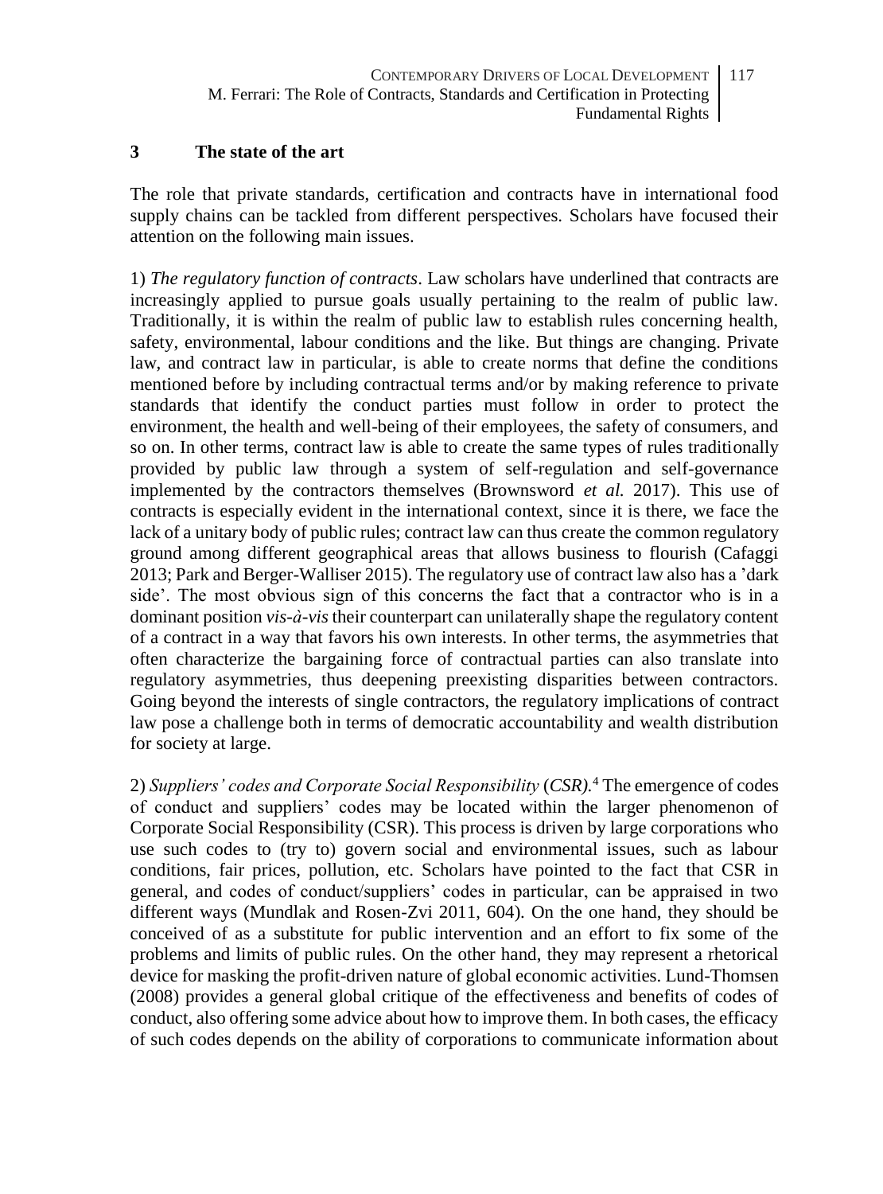## 3 The state of the art

The role that private standards, certification and contracts have in international food supply chains can be tackled from different perspectives. Scholars have focused their attention on the following main issues.

1) *The regulatory function of contracts*. Law scholars have underlined that contracts are increasingly applied to pursue goals usually pertaining to the realm of public law. Traditionally, it is within the realm of public law to establish rules concerning health, safety, environmental, labour conditions and the like. But things are changing. Private law, and contract law in particular, is able to create norms that define the conditions mentioned before by including contractual terms and/or by making reference to private standards that identify the conduct parties must follow in order to protect the environment, the health and well-being of their employees, the safety of consumers, and so on. In other terms, contract law is able to create the same types of rules traditionally provided by public law through a system of self-regulation and self-governance implemented by the contractors themselves (Brownsword *et al.* 2017). This use of contracts is especially evident in the international context, since it is there, we face the lack of a unitary body of public rules; contract law can thus create the common regulatory ground among different geographical areas that allows business to flourish (Cafaggi 2013; Park and Berger-Walliser 2015). The regulatory use of contract law also has a 'dark side'. The most obvious sign of this concerns the fact that a contractor who is in a dominant position *vis-à-vis* their counterpart can unilaterally shape the regulatory content of a contract in a way that favors his own interests. In other terms, the asymmetries that often characterize the bargaining force of contractual parties can also translate into regulatory asymmetries, thus deepening preexisting disparities between contractors. Going beyond the interests of single contractors, the regulatory implications of contract law pose a challenge both in terms of democratic accountability and wealth distribution for society at large.

2) *Suppliers' codes and Corporate Social Responsibility* (*CSR*).[4] The emergence of codes of conduct and suppliers' codes may be located within the larger phenomenon of Corporate Social Responsibility (CSR). This process is driven by large corporations who use such codes to (try to) govern social and environmental issues, such as labour conditions, fair prices, pollution, etc. Scholars have pointed to the fact that CSR in general, and codes of conduct/suppliers' codes in particular, can be appraised in two different ways (Mundlak and Rosen-Zvi 2011, 604). On the one hand, they should be conceived of as a substitute for public intervention and an effort to fix some of the problems and limits of public rules. On the other hand, they may represent a rhetorical device for masking the profit-driven nature of global economic activities. Lund-Thomsen (2008) provides a general global critique of the effectiveness and benefits of codes of conduct, also offering some advice about how to improve them. In both cases, the efficacy of such codes depends on the ability of corporations to communicate information about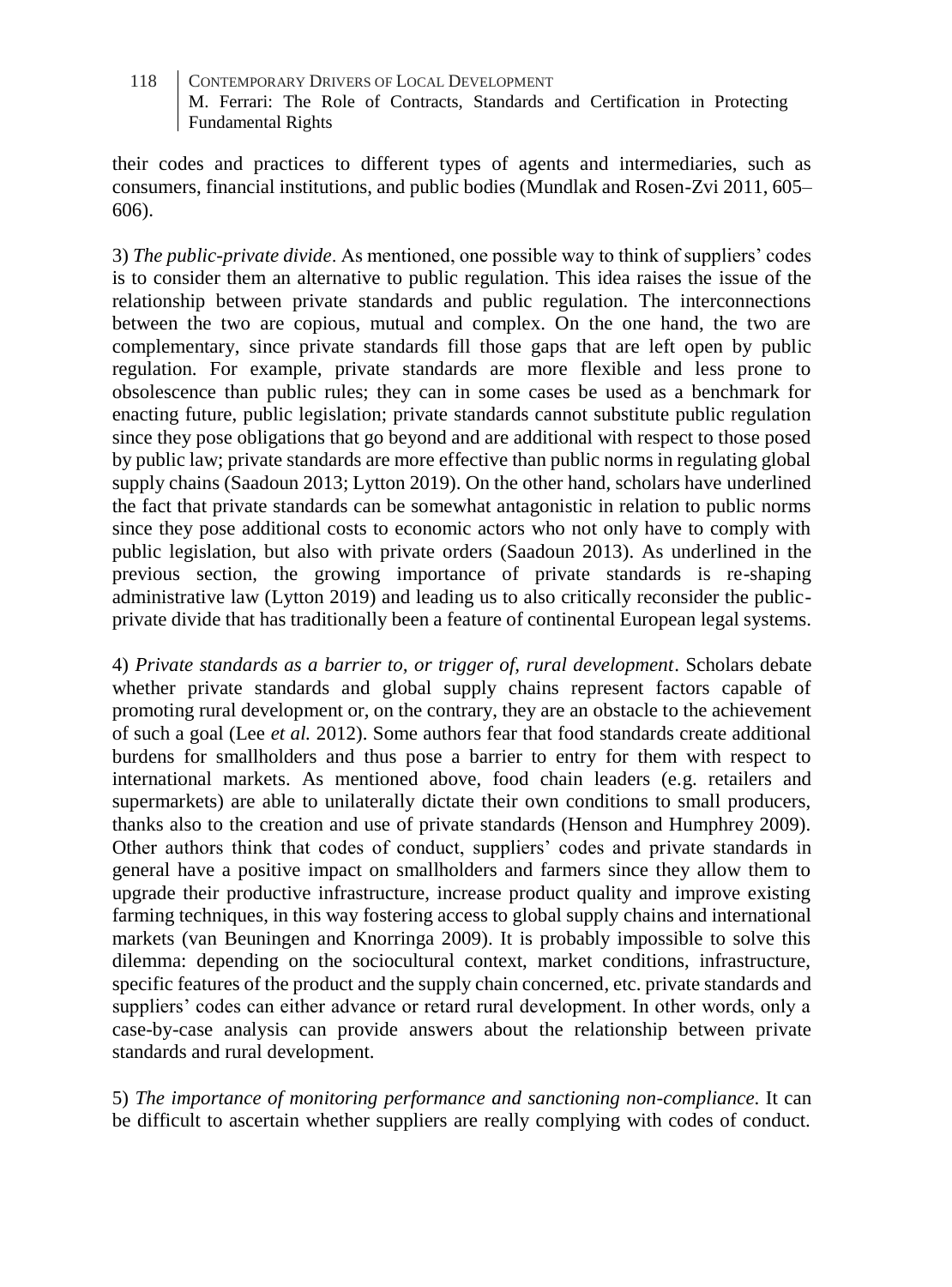their codes and practices to different types of agents and intermediaries, such as consumers, financial institutions, and public bodies (Mundlak and Rosen-Zvi 2011, 605–606).

3) *The public-private divide*. As mentioned, one possible way to think of suppliers' codes is to consider them an alternative to public regulation. This idea raises the issue of the relationship between private standards and public regulation. The interconnections between the two are copious, mutual and complex. On the one hand, the two are complementary, since private standards fill those gaps that are left open by public regulation. For example, private standards are more flexible and less prone to obsolescence than public rules; they can in some cases be used as a benchmark for enacting future, public legislation; private standards cannot substitute public regulation since they pose obligations that go beyond and are additional with respect to those posed by public law; private standards are more effective than public norms in regulating global supply chains (Saadoun 2013; Lytton 2019). On the other hand, scholars have underlined the fact that private standards can be somewhat antagonistic in relation to public norms since they pose additional costs to economic actors who not only have to comply with public legislation, but also with private orders (Saadoun 2013). As underlined in the previous section, the growing importance of private standards is re-shaping administrative law (Lytton 2019) and leading us to also critically reconsider the public-private divide that has traditionally been a feature of continental European legal systems.

4) *Private standards as a barrier to, or trigger of, rural development*. Scholars debate whether private standards and global supply chains represent factors capable of promoting rural development or, on the contrary, they are an obstacle to the achievement of such a goal (Lee *et al.* 2012). Some authors fear that food standards create additional burdens for smallholders and thus pose a barrier to entry for them with respect to international markets. As mentioned above, food chain leaders (e.g. retailers and supermarkets) are able to unilaterally dictate their own conditions to small producers, thanks also to the creation and use of private standards (Henson and Humphrey 2009). Other authors think that codes of conduct, suppliers' codes and private standards in general have a positive impact on smallholders and farmers since they allow them to upgrade their productive infrastructure, increase product quality and improve existing farming techniques, in this way fostering access to global supply chains and international markets (van Beuningen and Knorringa 2009). It is probably impossible to solve this dilemma: depending on the sociocultural context, market conditions, infrastructure, specific features of the product and the supply chain concerned, etc. private standards and suppliers' codes can either advance or retard rural development. In other words, only a case-by-case analysis can provide answers about the relationship between private standards and rural development.

5) *The importance of monitoring performance and sanctioning non-compliance*. It can be difficult to ascertain whether suppliers are really complying with codes of conduct.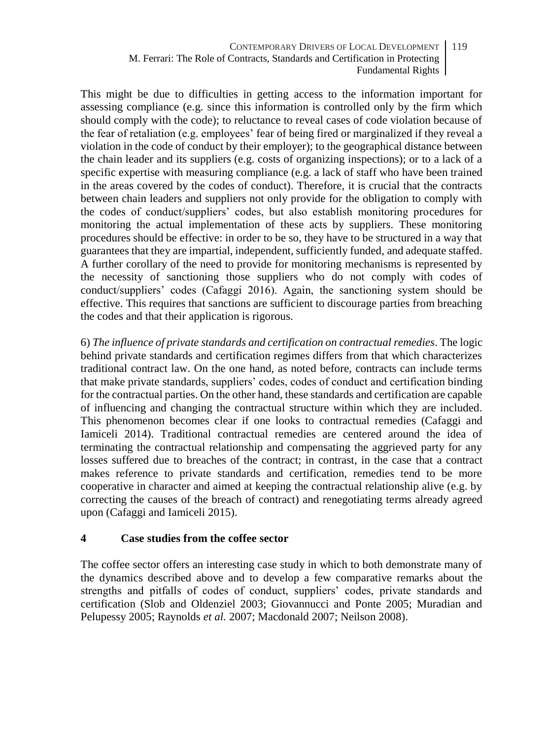This might be due to difficulties in getting access to the information important for assessing compliance (e.g. since this information is controlled only by the firm which should comply with the code); to reluctance to reveal cases of code violation because of the fear of retaliation (e.g. employees' fear of being fired or marginalized if they reveal a violation in the code of conduct by their employer); to the geographical distance between the chain leader and its suppliers (e.g. costs of organizing inspections); or to a lack of a specific expertise with measuring compliance (e.g. a lack of staff who have been trained in the areas covered by the codes of conduct). Therefore, it is crucial that the contracts between chain leaders and suppliers not only provide for the obligation to comply with the codes of conduct/suppliers' codes, but also establish monitoring procedures for monitoring the actual implementation of these acts by suppliers. These monitoring procedures should be effective: in order to be so, they have to be structured in a way that guarantees that they are impartial, independent, sufficiently funded, and adequate staffed. A further corollary of the need to provide for monitoring mechanisms is represented by the necessity of sanctioning those suppliers who do not comply with codes of conduct/suppliers' codes (Cafaggi 2016). Again, the sanctioning system should be effective. This requires that sanctions are sufficient to discourage parties from breaching the codes and that their application is rigorous.

6) *The influence of private standards and certification on contractual remedies*. The logic behind private standards and certification regimes differs from that which characterizes traditional contract law. On the one hand, as noted before, contracts can include terms that make private standards, suppliers' codes, codes of conduct and certification binding for the contractual parties. On the other hand, these standards and certification are capable of influencing and changing the contractual structure within which they are included. This phenomenon becomes clear if one looks to contractual remedies (Cafaggi and Iamiceli 2014). Traditional contractual remedies are centered around the idea of terminating the contractual relationship and compensating the aggrieved party for any losses suffered due to breaches of the contract; in contrast, in the case that a contract makes reference to private standards and certification, remedies tend to be more cooperative in character and aimed at keeping the contractual relationship alive (e.g. by correcting the causes of the breach of contract) and renegotiating terms already agreed upon (Cafaggi and Iamiceli 2015).

## 4 Case studies from the coffee sector

The coffee sector offers an interesting case study in which to both demonstrate many of the dynamics described above and to develop a few comparative remarks about the strengths and pitfalls of codes of conduct, suppliers' codes, private standards and certification (Slob and Oldenziel 2003; Giovannucci and Ponte 2005; Muradian and Pelupessy 2005; Raynolds *et al.* 2007; Macdonald 2007; Neilson 2008).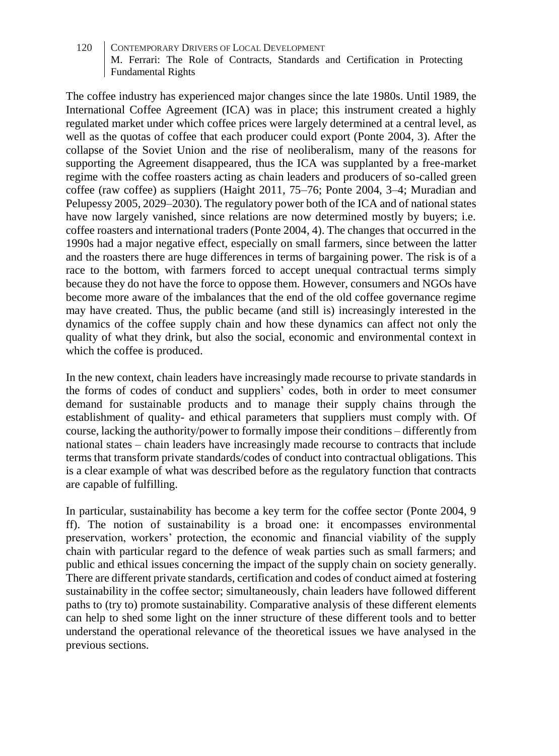The coffee industry has experienced major changes since the late 1980s. Until 1989, the International Coffee Agreement (ICA) was in place; this instrument created a highly regulated market under which coffee prices were largely determined at a central level, as well as the quotas of coffee that each producer could export (Ponte 2004, 3). After the collapse of the Soviet Union and the rise of neoliberalism, many of the reasons for supporting the Agreement disappeared, thus the ICA was supplanted by a free-market regime with the coffee roasters acting as chain leaders and producers of so-called green coffee (raw coffee) as suppliers (Haight 2011, 75–76; Ponte 2004, 3–4; Muradian and Pelupessy 2005, 2029–2030). The regulatory power both of the ICA and of national states have now largely vanished, since relations are now determined mostly by buyers; i.e. coffee roasters and international traders (Ponte 2004, 4). The changes that occurred in the 1990s had a major negative effect, especially on small farmers, since between the latter and the roasters there are huge differences in terms of bargaining power. The risk is of a race to the bottom, with farmers forced to accept unequal contractual terms simply because they do not have the force to oppose them. However, consumers and NGOs have become more aware of the imbalances that the end of the old coffee governance regime may have created. Thus, the public became (and still is) increasingly interested in the dynamics of the coffee supply chain and how these dynamics can affect not only the quality of what they drink, but also the social, economic and environmental context in which the coffee is produced.

In the new context, chain leaders have increasingly made recourse to private standards in the forms of codes of conduct and suppliers' codes, both in order to meet consumer demand for sustainable products and to manage their supply chains through the establishment of quality- and ethical parameters that suppliers must comply with. Of course, lacking the authority/power to formally impose their conditions – differently from national states – chain leaders have increasingly made recourse to contracts that include terms that transform private standards/codes of conduct into contractual obligations. This is a clear example of what was described before as the regulatory function that contracts are capable of fulfilling.

In particular, sustainability has become a key term for the coffee sector (Ponte 2004, 9 ff). The notion of sustainability is a broad one: it encompasses environmental preservation, workers' protection, the economic and financial viability of the supply chain with particular regard to the defence of weak parties such as small farmers; and public and ethical issues concerning the impact of the supply chain on society generally. There are different private standards, certification and codes of conduct aimed at fostering sustainability in the coffee sector; simultaneously, chain leaders have followed different paths to (try to) promote sustainability. Comparative analysis of these different elements can help to shed some light on the inner structure of these different tools and to better understand the operational relevance of the theoretical issues we have analysed in the previous sections.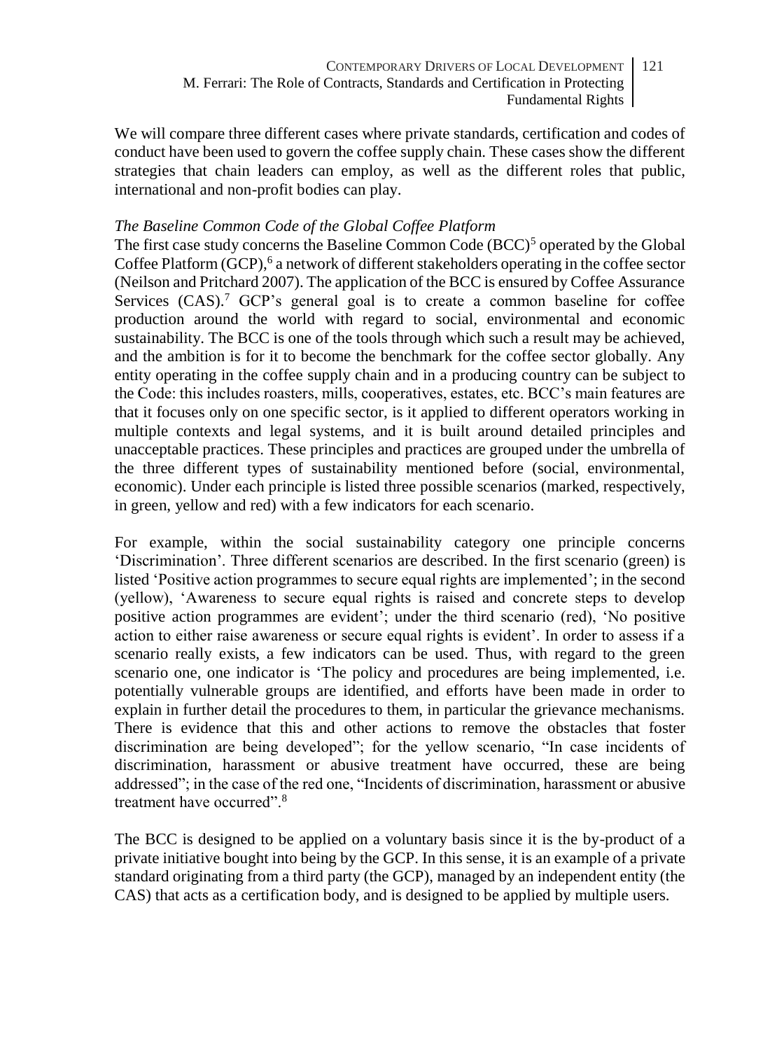We will compare three different cases where private standards, certification and codes of conduct have been used to govern the coffee supply chain. These cases show the different strategies that chain leaders can employ, as well as the different roles that public, international and non-profit bodies can play.

*The Baseline Common Code of the Global Coffee Platform*

The first case study concerns the Baseline Common Code (BCC)[5] operated by the Global Coffee Platform (GCP),[6] a network of different stakeholders operating in the coffee sector (Neilson and Pritchard 2007). The application of the BCC is ensured by Coffee Assurance Services (CAS).[7] GCP's general goal is to create a common baseline for coffee production around the world with regard to social, environmental and economic sustainability. The BCC is one of the tools through which such a result may be achieved, and the ambition is for it to become the benchmark for the coffee sector globally. Any entity operating in the coffee supply chain and in a producing country can be subject to the Code: this includes roasters, mills, cooperatives, estates, etc. BCC's main features are that it focuses only on one specific sector, is it applied to different operators working in multiple contexts and legal systems, and it is built around detailed principles and unacceptable practices. These principles and practices are grouped under the umbrella of the three different types of sustainability mentioned before (social, environmental, economic). Under each principle is listed three possible scenarios (marked, respectively, in green, yellow and red) with a few indicators for each scenario.

For example, within the social sustainability category one principle concerns 'Discrimination'. Three different scenarios are described. In the first scenario (green) is listed 'Positive action programmes to secure equal rights are implemented'; in the second (yellow), 'Awareness to secure equal rights is raised and concrete steps to develop positive action programmes are evident'; under the third scenario (red), 'No positive action to either raise awareness or secure equal rights is evident'. In order to assess if a scenario really exists, a few indicators can be used. Thus, with regard to the green scenario one, one indicator is 'The policy and procedures are being implemented, i.e. potentially vulnerable groups are identified, and efforts have been made in order to explain in further detail the procedures to them, in particular the grievance mechanisms. There is evidence that this and other actions to remove the obstacles that foster discrimination are being developed"; for the yellow scenario, "In case incidents of discrimination, harassment or abusive treatment have occurred, these are being addressed"; in the case of the red one, "Incidents of discrimination, harassment or abusive treatment have occurred".[8]

The BCC is designed to be applied on a voluntary basis since it is the by-product of a private initiative bought into being by the GCP. In this sense, it is an example of a private standard originating from a third party (the GCP), managed by an independent entity (the CAS) that acts as a certification body, and is designed to be applied by multiple users.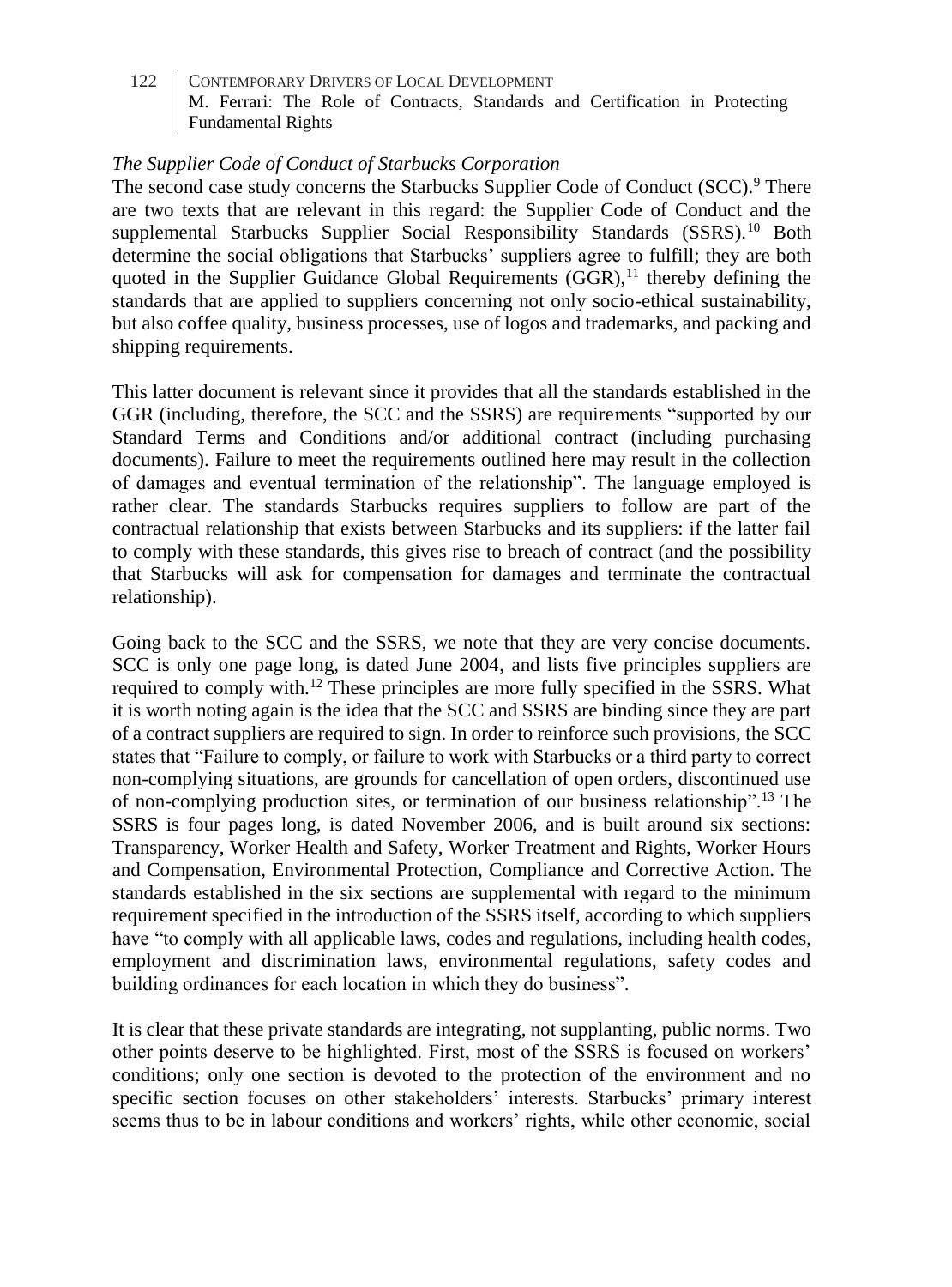*The Supplier Code of Conduct of Starbucks Corporation*

The second case study concerns the Starbucks Supplier Code of Conduct (SCC).[9] There are two texts that are relevant in this regard: the Supplier Code of Conduct and the supplemental Starbucks Supplier Social Responsibility Standards (SSRS).[10] Both determine the social obligations that Starbucks' suppliers agree to fulfill; they are both quoted in the Supplier Guidance Global Requirements (GGR),[11] thereby defining the standards that are applied to suppliers concerning not only socio-ethical sustainability, but also coffee quality, business processes, use of logos and trademarks, and packing and shipping requirements.

This latter document is relevant since it provides that all the standards established in the GGR (including, therefore, the SCC and the SSRS) are requirements "supported by our Standard Terms and Conditions and/or additional contract (including purchasing documents). Failure to meet the requirements outlined here may result in the collection of damages and eventual termination of the relationship". The language employed is rather clear. The standards Starbucks requires suppliers to follow are part of the contractual relationship that exists between Starbucks and its suppliers: if the latter fail to comply with these standards, this gives rise to breach of contract (and the possibility that Starbucks will ask for compensation for damages and terminate the contractual relationship).

Going back to the SCC and the SSRS, we note that they are very concise documents. SCC is only one page long, is dated June 2004, and lists five principles suppliers are required to comply with.[12] These principles are more fully specified in the SSRS. What it is worth noting again is the idea that the SCC and SSRS are binding since they are part of a contract suppliers are required to sign. In order to reinforce such provisions, the SCC states that "Failure to comply, or failure to work with Starbucks or a third party to correct non-complying situations, are grounds for cancellation of open orders, discontinued use of non-complying production sites, or termination of our business relationship".[13] The SSRS is four pages long, is dated November 2006, and is built around six sections: Transparency, Worker Health and Safety, Worker Treatment and Rights, Worker Hours and Compensation, Environmental Protection, Compliance and Corrective Action. The standards established in the six sections are supplemental with regard to the minimum requirement specified in the introduction of the SSRS itself, according to which suppliers have "to comply with all applicable laws, codes and regulations, including health codes, employment and discrimination laws, environmental regulations, safety codes and building ordinances for each location in which they do business".

It is clear that these private standards are integrating, not supplanting, public norms. Two other points deserve to be highlighted. First, most of the SSRS is focused on workers' conditions; only one section is devoted to the protection of the environment and no specific section focuses on other stakeholders' interests. Starbucks' primary interest seems thus to be in labour conditions and workers' rights, while other economic, social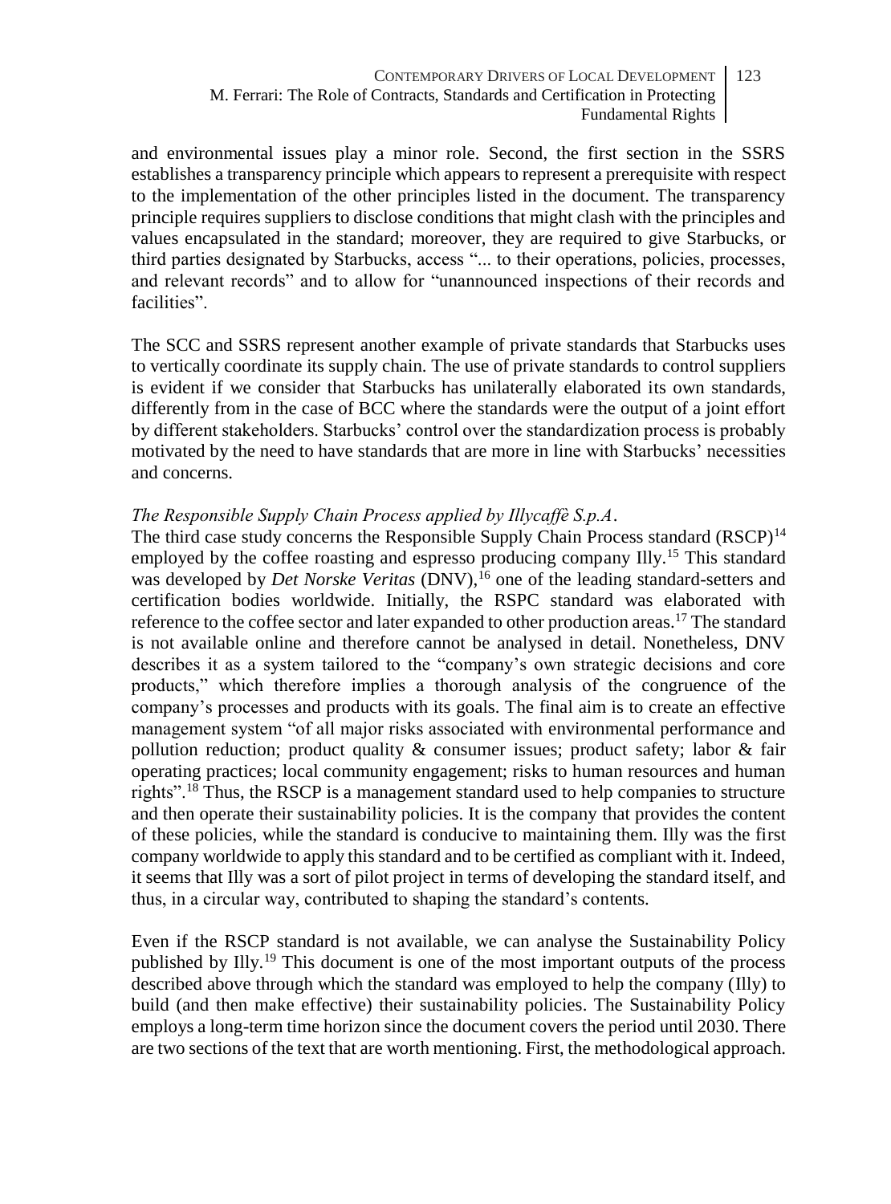and environmental issues play a minor role. Second, the first section in the SSRS establishes a transparency principle which appears to represent a prerequisite with respect to the implementation of the other principles listed in the document. The transparency principle requires suppliers to disclose conditions that might clash with the principles and values encapsulated in the standard; moreover, they are required to give Starbucks, or third parties designated by Starbucks, access "... to their operations, policies, processes, and relevant records" and to allow for "unannounced inspections of their records and facilities".

The SCC and SSRS represent another example of private standards that Starbucks uses to vertically coordinate its supply chain. The use of private standards to control suppliers is evident if we consider that Starbucks has unilaterally elaborated its own standards, differently from in the case of BCC where the standards were the output of a joint effort by different stakeholders. Starbucks' control over the standardization process is probably motivated by the need to have standards that are more in line with Starbucks' necessities and concerns.

*The Responsible Supply Chain Process applied by Illycaffè S.p.A*.

The third case study concerns the Responsible Supply Chain Process standard (RSCP)[14] employed by the coffee roasting and espresso producing company Illy.[15] This standard was developed by *Det Norske Veritas* (DNV),[16] one of the leading standard-setters and certification bodies worldwide. Initially, the RSPC standard was elaborated with reference to the coffee sector and later expanded to other production areas.[17] The standard is not available online and therefore cannot be analysed in detail. Nonetheless, DNV describes it as a system tailored to the "company's own strategic decisions and core products," which therefore implies a thorough analysis of the congruence of the company's processes and products with its goals. The final aim is to create an effective management system "of all major risks associated with environmental performance and pollution reduction; product quality & consumer issues; product safety; labor & fair operating practices; local community engagement; risks to human resources and human rights".[18] Thus, the RSCP is a management standard used to help companies to structure and then operate their sustainability policies. It is the company that provides the content of these policies, while the standard is conducive to maintaining them. Illy was the first company worldwide to apply this standard and to be certified as compliant with it. Indeed, it seems that Illy was a sort of pilot project in terms of developing the standard itself, and thus, in a circular way, contributed to shaping the standard's contents.

Even if the RSCP standard is not available, we can analyse the Sustainability Policy published by Illy.[19] This document is one of the most important outputs of the process described above through which the standard was employed to help the company (Illy) to build (and then make effective) their sustainability policies. The Sustainability Policy employs a long-term time horizon since the document covers the period until 2030. There are two sections of the text that are worth mentioning. First, the methodological approach.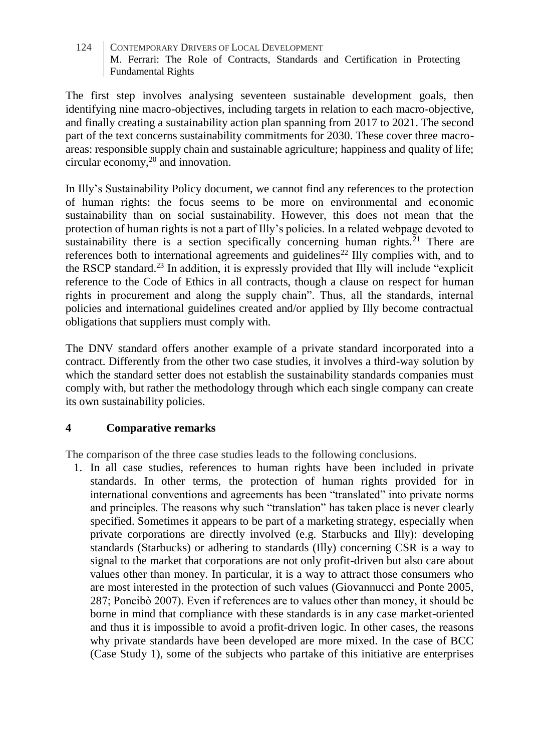The first step involves analysing seventeen sustainable development goals, then identifying nine macro-objectives, including targets in relation to each macro-objective, and finally creating a sustainability action plan spanning from 2017 to 2021. The second part of the text concerns sustainability commitments for 2030. These cover three macro-areas: responsible supply chain and sustainable agriculture; happiness and quality of life; circular economy,[20] and innovation.

In Illy's Sustainability Policy document, we cannot find any references to the protection of human rights: the focus seems to be more on environmental and economic sustainability than on social sustainability. However, this does not mean that the protection of human rights is not a part of Illy's policies. In a related webpage devoted to sustainability there is a section specifically concerning human rights.[21] There are references both to international agreements and guidelines[22] Illy complies with, and to the RSCP standard.[23] In addition, it is expressly provided that Illy will include "explicit reference to the Code of Ethics in all contracts, though a clause on respect for human rights in procurement and along the supply chain". Thus, all the standards, internal policies and international guidelines created and/or applied by Illy become contractual obligations that suppliers must comply with.

The DNV standard offers another example of a private standard incorporated into a contract. Differently from the other two case studies, it involves a third-way solution by which the standard setter does not establish the sustainability standards companies must comply with, but rather the methodology through which each single company can create its own sustainability policies.

## 4 Comparative remarks

The comparison of the three case studies leads to the following conclusions.

1. In all case studies, references to human rights have been included in private standards. In other terms, the protection of human rights provided for in international conventions and agreements has been "translated" into private norms and principles. The reasons why such "translation" has taken place is never clearly specified. Sometimes it appears to be part of a marketing strategy, especially when private corporations are directly involved (e.g. Starbucks and Illy): developing standards (Starbucks) or adhering to standards (Illy) concerning CSR is a way to signal to the market that corporations are not only profit-driven but also care about values other than money. In particular, it is a way to attract those consumers who are most interested in the protection of such values (Giovannucci and Ponte 2005, 287; Poncibò 2007). Even if references are to values other than money, it should be borne in mind that compliance with these standards is in any case market-oriented and thus it is impossible to avoid a profit-driven logic. In other cases, the reasons why private standards have been developed are more mixed. In the case of BCC (Case Study 1), some of the subjects who partake of this initiative are enterprises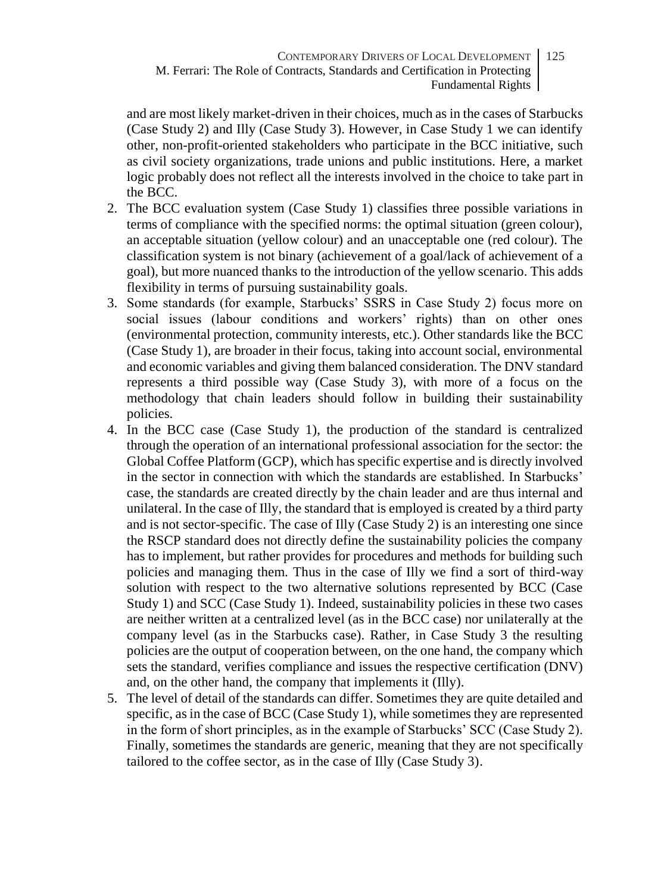and are most likely market-driven in their choices, much as in the cases of Starbucks (Case Study 2) and Illy (Case Study 3). However, in Case Study 1 we can identify other, non-profit-oriented stakeholders who participate in the BCC initiative, such as civil society organizations, trade unions and public institutions. Here, a market logic probably does not reflect all the interests involved in the choice to take part in the BCC.

2. The BCC evaluation system (Case Study 1) classifies three possible variations in terms of compliance with the specified norms: the optimal situation (green colour), an acceptable situation (yellow colour) and an unacceptable one (red colour). The classification system is not binary (achievement of a goal/lack of achievement of a goal), but more nuanced thanks to the introduction of the yellow scenario. This adds flexibility in terms of pursuing sustainability goals.
3. Some standards (for example, Starbucks' SSRS in Case Study 2) focus more on social issues (labour conditions and workers' rights) than on other ones (environmental protection, community interests, etc.). Other standards like the BCC (Case Study 1), are broader in their focus, taking into account social, environmental and economic variables and giving them balanced consideration. The DNV standard represents a third possible way (Case Study 3), with more of a focus on the methodology that chain leaders should follow in building their sustainability policies.
4. In the BCC case (Case Study 1), the production of the standard is centralized through the operation of an international professional association for the sector: the Global Coffee Platform (GCP), which has specific expertise and is directly involved in the sector in connection with which the standards are established. In Starbucks' case, the standards are created directly by the chain leader and are thus internal and unilateral. In the case of Illy, the standard that is employed is created by a third party and is not sector-specific. The case of Illy (Case Study 2) is an interesting one since the RSCP standard does not directly define the sustainability policies the company has to implement, but rather provides for procedures and methods for building such policies and managing them. Thus in the case of Illy we find a sort of third-way solution with respect to the two alternative solutions represented by BCC (Case Study 1) and SCC (Case Study 1). Indeed, sustainability policies in these two cases are neither written at a centralized level (as in the BCC case) nor unilaterally at the company level (as in the Starbucks case). Rather, in Case Study 3 the resulting policies are the output of cooperation between, on the one hand, the company which sets the standard, verifies compliance and issues the respective certification (DNV) and, on the other hand, the company that implements it (Illy).
5. The level of detail of the standards can differ. Sometimes they are quite detailed and specific, as in the case of BCC (Case Study 1), while sometimes they are represented in the form of short principles, as in the example of Starbucks' SCC (Case Study 2). Finally, sometimes the standards are generic, meaning that they are not specifically tailored to the coffee sector, as in the case of Illy (Case Study 3).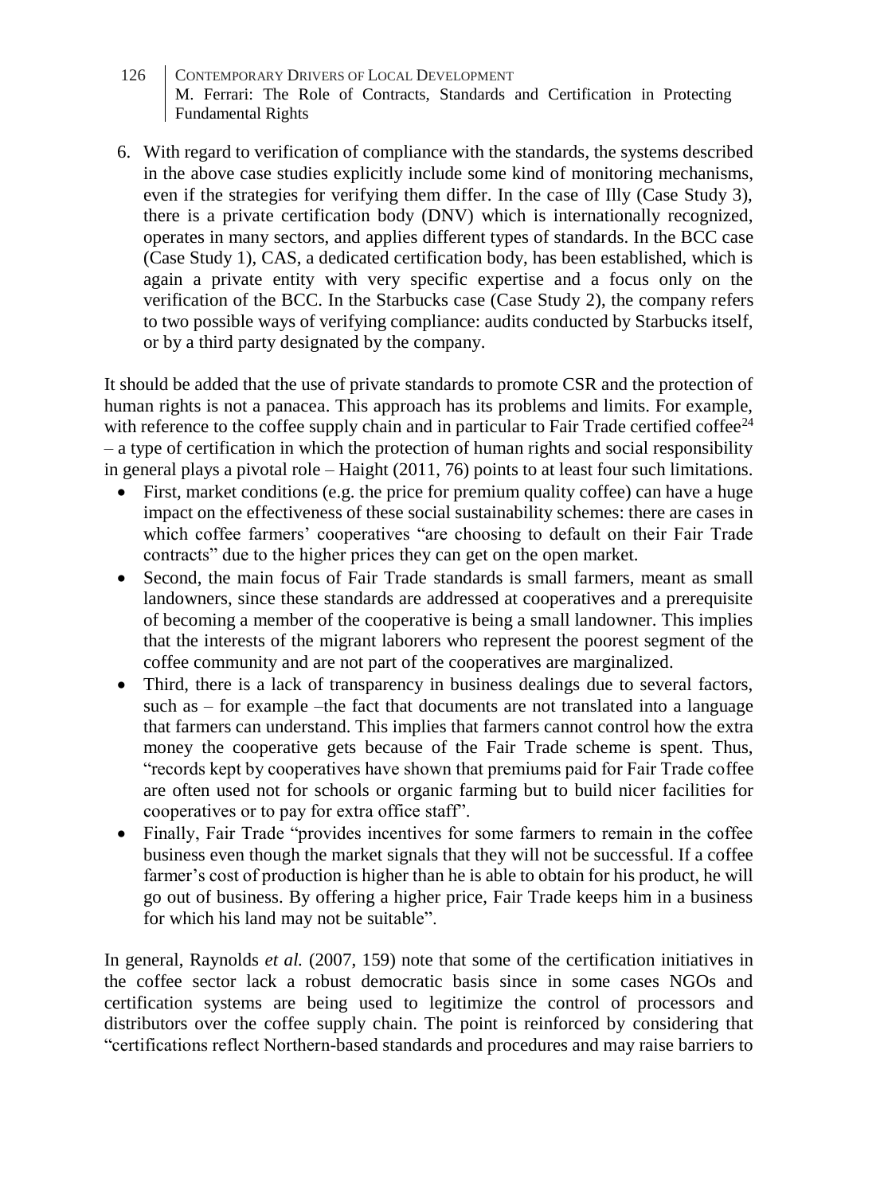6. With regard to verification of compliance with the standards, the systems described in the above case studies explicitly include some kind of monitoring mechanisms, even if the strategies for verifying them differ. In the case of Illy (Case Study 3), there is a private certification body (DNV) which is internationally recognized, operates in many sectors, and applies different types of standards. In the BCC case (Case Study 1), CAS, a dedicated certification body, has been established, which is again a private entity with very specific expertise and a focus only on the verification of the BCC. In the Starbucks case (Case Study 2), the company refers to two possible ways of verifying compliance: audits conducted by Starbucks itself, or by a third party designated by the company.

It should be added that the use of private standards to promote CSR and the protection of human rights is not a panacea. This approach has its problems and limits. For example, with reference to the coffee supply chain and in particular to Fair Trade certified coffee[24] – a type of certification in which the protection of human rights and social responsibility in general plays a pivotal role – Haight (2011, 76) points to at least four such limitations.

- First, market conditions (e.g. the price for premium quality coffee) can have a huge impact on the effectiveness of these social sustainability schemes: there are cases in which coffee farmers' cooperatives "are choosing to default on their Fair Trade contracts" due to the higher prices they can get on the open market.
- Second, the main focus of Fair Trade standards is small farmers, meant as small landowners, since these standards are addressed at cooperatives and a prerequisite of becoming a member of the cooperative is being a small landowner. This implies that the interests of the migrant laborers who represent the poorest segment of the coffee community and are not part of the cooperatives are marginalized.
- Third, there is a lack of transparency in business dealings due to several factors, such as – for example –the fact that documents are not translated into a language that farmers can understand. This implies that farmers cannot control how the extra money the cooperative gets because of the Fair Trade scheme is spent. Thus, "records kept by cooperatives have shown that premiums paid for Fair Trade coffee are often used not for schools or organic farming but to build nicer facilities for cooperatives or to pay for extra office staff".
- Finally, Fair Trade "provides incentives for some farmers to remain in the coffee business even though the market signals that they will not be successful. If a coffee farmer's cost of production is higher than he is able to obtain for his product, he will go out of business. By offering a higher price, Fair Trade keeps him in a business for which his land may not be suitable".

In general, Raynolds *et al.* (2007, 159) note that some of the certification initiatives in the coffee sector lack a robust democratic basis since in some cases NGOs and certification systems are being used to legitimize the control of processors and distributors over the coffee supply chain. The point is reinforced by considering that "certifications reflect Northern-based standards and procedures and may raise barriers to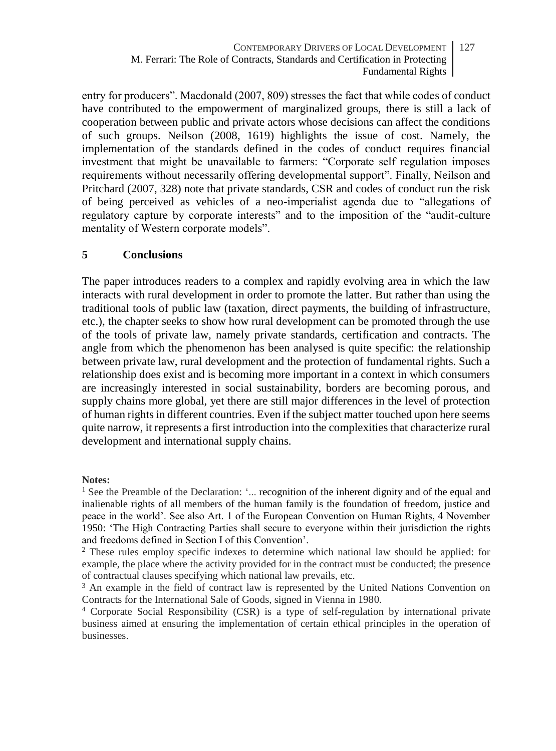entry for producers". Macdonald (2007, 809) stresses the fact that while codes of conduct have contributed to the empowerment of marginalized groups, there is still a lack of cooperation between public and private actors whose decisions can affect the conditions of such groups. Neilson (2008, 1619) highlights the issue of cost. Namely, the implementation of the standards defined in the codes of conduct requires financial investment that might be unavailable to farmers: "Corporate self regulation imposes requirements without necessarily offering developmental support". Finally, Neilson and Pritchard (2007, 328) note that private standards, CSR and codes of conduct run the risk of being perceived as vehicles of a neo-imperialist agenda due to "allegations of regulatory capture by corporate interests" and to the imposition of the "audit-culture mentality of Western corporate models".

## 5 Conclusions

The paper introduces readers to a complex and rapidly evolving area in which the law interacts with rural development in order to promote the latter. But rather than using the traditional tools of public law (taxation, direct payments, the building of infrastructure, etc.), the chapter seeks to show how rural development can be promoted through the use of the tools of private law, namely private standards, certification and contracts. The angle from which the phenomenon has been analysed is quite specific: the relationship between private law, rural development and the protection of fundamental rights. Such a relationship does exist and is becoming more important in a context in which consumers are increasingly interested in social sustainability, borders are becoming porous, and supply chains more global, yet there are still major differences in the level of protection of human rights in different countries. Even if the subject matter touched upon here seems quite narrow, it represents a first introduction into the complexities that characterize rural development and international supply chains.

**Notes:**

[1] See the Preamble of the Declaration: '... recognition of the inherent dignity and of the equal and inalienable rights of all members of the human family is the foundation of freedom, justice and peace in the world'. See also Art. 1 of the European Convention on Human Rights, 4 November 1950: 'The High Contracting Parties shall secure to everyone within their jurisdiction the rights and freedoms defined in Section I of this Convention'.

[2] These rules employ specific indexes to determine which national law should be applied: for example, the place where the activity provided for in the contract must be conducted; the presence of contractual clauses specifying which national law prevails, etc.

[3] An example in the field of contract law is represented by the United Nations Convention on Contracts for the International Sale of Goods, signed in Vienna in 1980.

[4] Corporate Social Responsibility (CSR) is a type of self-regulation by international private business aimed at ensuring the implementation of certain ethical principles in the operation of businesses.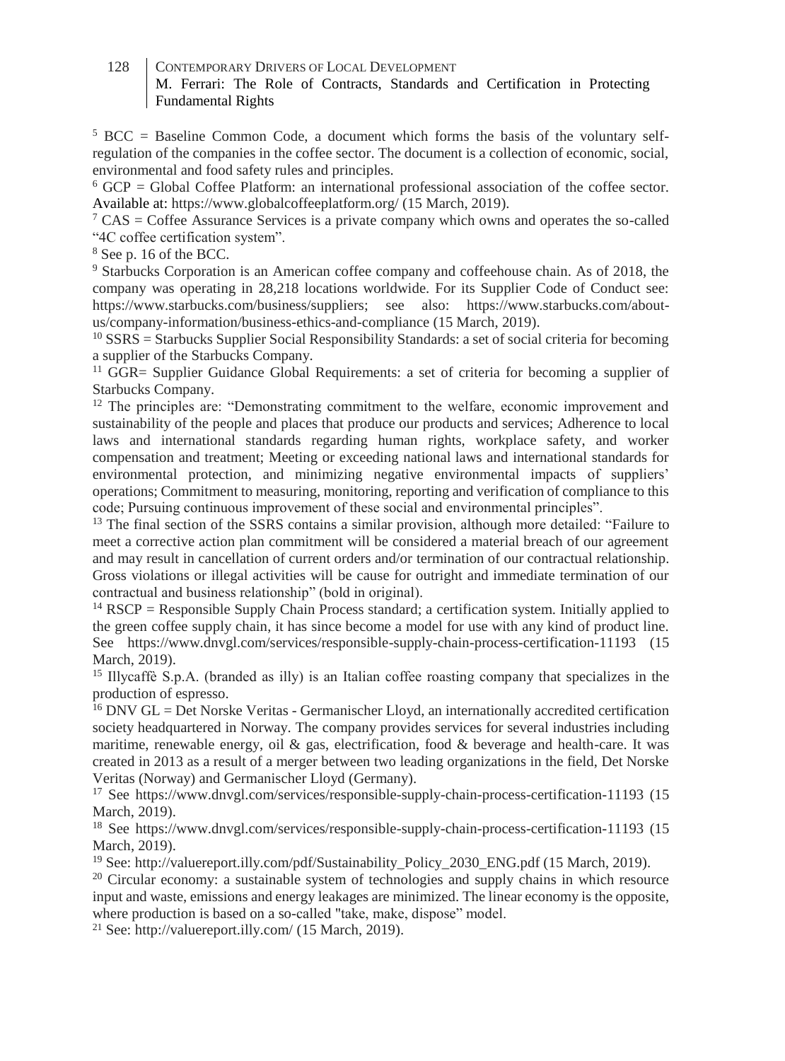[5] BCC = Baseline Common Code, a document which forms the basis of the voluntary self-regulation of the companies in the coffee sector. The document is a collection of economic, social, environmental and food safety rules and principles.

[6] GCP = Global Coffee Platform: an international professional association of the coffee sector. Available at: https://www.globalcoffeeplatform.org/ (15 March, 2019).

[7] CAS = Coffee Assurance Services is a private company which owns and operates the so-called "4C coffee certification system".

[8] See p. 16 of the BCC.

[9] Starbucks Corporation is an American coffee company and coffeehouse chain. As of 2018, the company was operating in 28,218 locations worldwide. For its Supplier Code of Conduct see: https://www.starbucks.com/business/suppliers; see also: https://www.starbucks.com/about-us/company-information/business-ethics-and-compliance (15 March, 2019).

[10] SSRS = Starbucks Supplier Social Responsibility Standards: a set of social criteria for becoming a supplier of the Starbucks Company.

[11] GGR= Supplier Guidance Global Requirements: a set of criteria for becoming a supplier of Starbucks Company.

[12] The principles are: "Demonstrating commitment to the welfare, economic improvement and sustainability of the people and places that produce our products and services; Adherence to local laws and international standards regarding human rights, workplace safety, and worker compensation and treatment; Meeting or exceeding national laws and international standards for environmental protection, and minimizing negative environmental impacts of suppliers' operations; Commitment to measuring, monitoring, reporting and verification of compliance to this code; Pursuing continuous improvement of these social and environmental principles".

[13] The final section of the SSRS contains a similar provision, although more detailed: "Failure to meet a corrective action plan commitment will be considered a material breach of our agreement and may result in cancellation of current orders and/or termination of our contractual relationship. Gross violations or illegal activities will be cause for outright and immediate termination of our contractual and business relationship" (bold in original).

[14] RSCP = Responsible Supply Chain Process standard; a certification system. Initially applied to the green coffee supply chain, it has since become a model for use with any kind of product line. See https://www.dnvgl.com/services/responsible-supply-chain-process-certification-11193 (15 March, 2019).

[15] Illycaffè S.p.A. (branded as illy) is an Italian coffee roasting company that specializes in the production of espresso.

[16] DNV GL = Det Norske Veritas - Germanischer Lloyd, an internationally accredited certification society headquartered in Norway. The company provides services for several industries including maritime, renewable energy, oil & gas, electrification, food & beverage and health-care. It was created in 2013 as a result of a merger between two leading organizations in the field, Det Norske Veritas (Norway) and Germanischer Lloyd (Germany).

[17] See https://www.dnvgl.com/services/responsible-supply-chain-process-certification-11193 (15 March, 2019).

[18] See https://www.dnvgl.com/services/responsible-supply-chain-process-certification-11193 (15 March, 2019).

[19] See: http://valuereport.illy.com/pdf/Sustainability_Policy_2030_ENG.pdf (15 March, 2019).

[20] Circular economy: a sustainable system of technologies and supply chains in which resource input and waste, emissions and energy leakages are minimized. The linear economy is the opposite, where production is based on a so-called "take, make, dispose" model.

[21] See: http://valuereport.illy.com/ (15 March, 2019).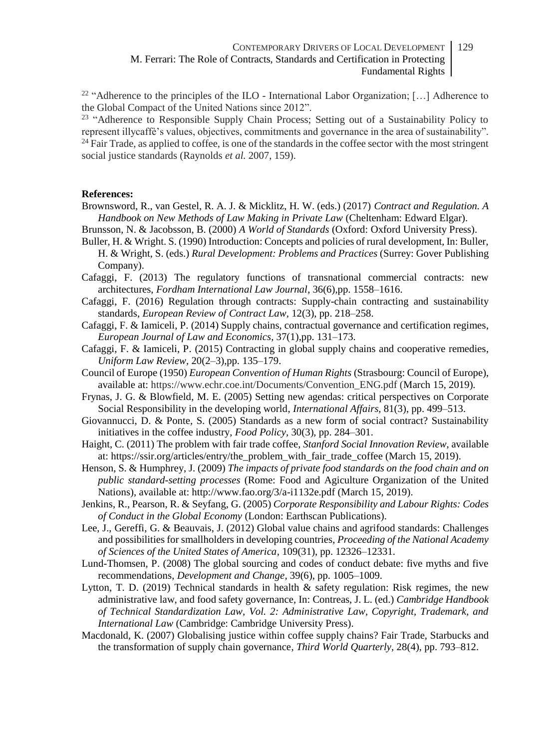[22] "Adherence to the principles of the ILO - International Labor Organization; […] Adherence to the Global Compact of the United Nations since 2012".

[23] "Adherence to Responsible Supply Chain Process; Setting out of a Sustainability Policy to represent illycaffè's values, objectives, commitments and governance in the area of sustainability".

[24] Fair Trade, as applied to coffee, is one of the standards in the coffee sector with the most stringent social justice standards (Raynolds *et al.* 2007, 159).

**References:**

Brownsword, R., van Gestel, R. A. J. & Micklitz, H. W. (eds.) (2017) *Contract and Regulation. A Handbook on New Methods of Law Making in Private Law* (Cheltenham: Edward Elgar).

Brunsson, N. & Jacobsson, B. (2000) *A World of Standards* (Oxford: Oxford University Press).

Buller, H. & Wright. S. (1990) Introduction: Concepts and policies of rural development, In: Buller, H. & Wright, S. (eds.) *Rural Development: Problems and Practices* (Surrey: Gover Publishing Company).

Cafaggi, F. (2013) The regulatory functions of transnational commercial contracts: new architectures, *Fordham International Law Journal*, 36(6),pp. 1558–1616.

Cafaggi, F. (2016) Regulation through contracts: Supply-chain contracting and sustainability standards, *European Review of Contract Law*, 12(3), pp. 218–258.

Cafaggi, F. & Iamiceli, P. (2014) Supply chains, contractual governance and certification regimes, *European Journal of Law and Economics*, 37(1),pp. 131–173.

Cafaggi, F. & Iamiceli, P. (2015) Contracting in global supply chains and cooperative remedies, *Uniform Law Review*, 20(2–3),pp. 135–179.

Council of Europe (1950) *European Convention of Human Rights* (Strasbourg: Council of Europe), available at: https://www.echr.coe.int/Documents/Convention_ENG.pdf (March 15, 2019).

Frynas, J. G. & Blowfield, M. E. (2005) Setting new agendas: critical perspectives on Corporate Social Responsibility in the developing world, *International Affairs,* 81(3), pp. 499–513.

Giovannucci, D. & Ponte, S. (2005) Standards as a new form of social contract? Sustainability initiatives in the coffee industry, *Food Policy,* 30(3), pp. 284–301.

Haight, C. (2011) The problem with fair trade coffee, *Stanford Social Innovation Review*, available at: https://ssir.org/articles/entry/the_problem_with_fair_trade_coffee (March 15, 2019).

Henson, S. & Humphrey, J. (2009) *The impacts of private food standards on the food chain and on public standard-setting processes* (Rome: Food and Agiculture Organization of the United Nations), available at: http://www.fao.org/3/a-i1132e.pdf (March 15, 2019).

Jenkins, R., Pearson, R. & Seyfang, G. (2005) *Corporate Responsibility and Labour Rights: Codes of Conduct in the Global Economy* (London: Earthscan Publications).

Lee, J., Gereffi, G. & Beauvais, J. (2012) Global value chains and agrifood standards: Challenges and possibilities for smallholders in developing countries, *Proceeding of the National Academy of Sciences of the United States of America*, 109(31), pp. 12326–12331.

Lund-Thomsen, P. (2008) The global sourcing and codes of conduct debate: five myths and five recommendations, *Development and Change,* 39(6), pp. 1005–1009.

Lytton, T. D. (2019) Technical standards in health & safety regulation: Risk regimes, the new administrative law, and food safety governance, In: Contreas, J. L. (ed.) *Cambridge Handbook of Technical Standardization Law, Vol. 2: Administrative Law, Copyright, Trademark, and International Law* (Cambridge: Cambridge University Press).

Macdonald, K. (2007) Globalising justice within coffee supply chains? Fair Trade, Starbucks and the transformation of supply chain governance, *Third World Quarterly*, 28(4), pp. 793–812.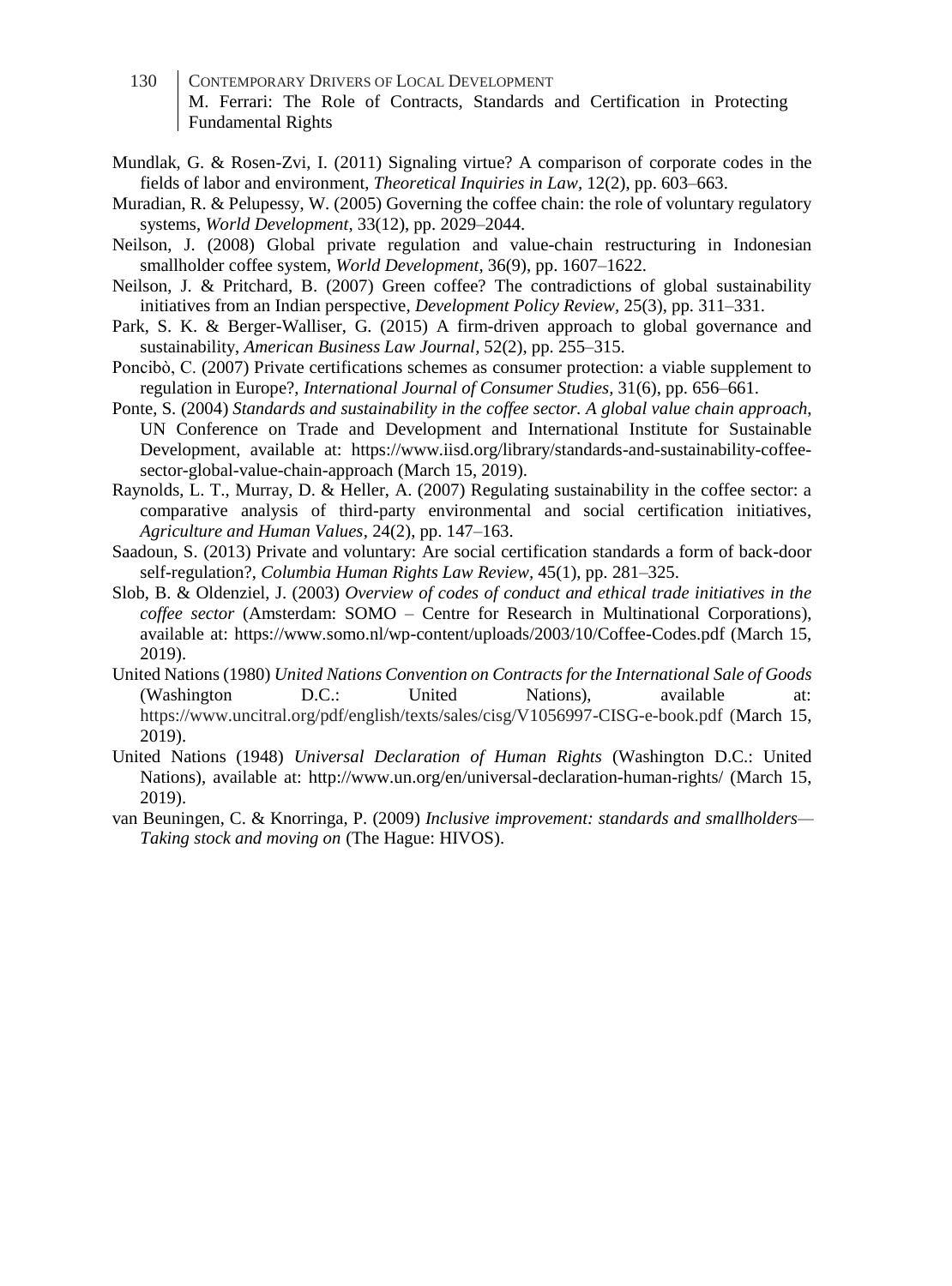Mundlak, G. & Rosen-Zvi, I. (2011) Signaling virtue? A comparison of corporate codes in the fields of labor and environment, *Theoretical Inquiries in Law*, 12(2), pp. 603–663.

Muradian, R. & Pelupessy, W. (2005) Governing the coffee chain: the role of voluntary regulatory systems, *World Development*, 33(12), pp. 2029–2044.

Neilson, J. (2008) Global private regulation and value-chain restructuring in Indonesian smallholder coffee system, *World Development*, 36(9), pp. 1607–1622.

Neilson, J. & Pritchard, B. (2007) Green coffee? The contradictions of global sustainability initiatives from an Indian perspective, *Development Policy Review*, 25(3), pp. 311–331.

Park, S. K. & Berger-Walliser, G. (2015) A firm-driven approach to global governance and sustainability, *American Business Law Journal*, 52(2), pp. 255–315.

Poncibò, C. (2007) Private certifications schemes as consumer protection: a viable supplement to regulation in Europe?, *International Journal of Consumer Studies*, 31(6), pp. 656–661.

Ponte, S. (2004) *Standards and sustainability in the coffee sector. A global value chain approach*, UN Conference on Trade and Development and International Institute for Sustainable Development, available at: https://www.iisd.org/library/standards-and-sustainability-coffee-sector-global-value-chain-approach (March 15, 2019).

Raynolds, L. T., Murray, D. & Heller, A. (2007) Regulating sustainability in the coffee sector: a comparative analysis of third-party environmental and social certification initiatives, *Agriculture and Human Values*, 24(2), pp. 147–163.

Saadoun, S. (2013) Private and voluntary: Are social certification standards a form of back-door self-regulation?, *Columbia Human Rights Law Review*, 45(1), pp. 281–325.

Slob, B. & Oldenziel, J. (2003) *Overview of codes of conduct and ethical trade initiatives in the coffee sector* (Amsterdam: SOMO – Centre for Research in Multinational Corporations), available at: https://www.somo.nl/wp-content/uploads/2003/10/Coffee-Codes.pdf (March 15, 2019).

United Nations (1980) *United Nations Convention on Contracts for the International Sale of Goods* (Washington D.C.: United Nations), available at: https://www.uncitral.org/pdf/english/texts/sales/cisg/V1056997-CISG-e-book.pdf (March 15, 2019).

United Nations (1948) *Universal Declaration of Human Rights* (Washington D.C.: United Nations), available at: http://www.un.org/en/universal-declaration-human-rights/ (March 15, 2019).

van Beuningen, C. & Knorringa, P. (2009) *Inclusive improvement: standards and smallholders— Taking stock and moving on* (The Hague: HIVOS).